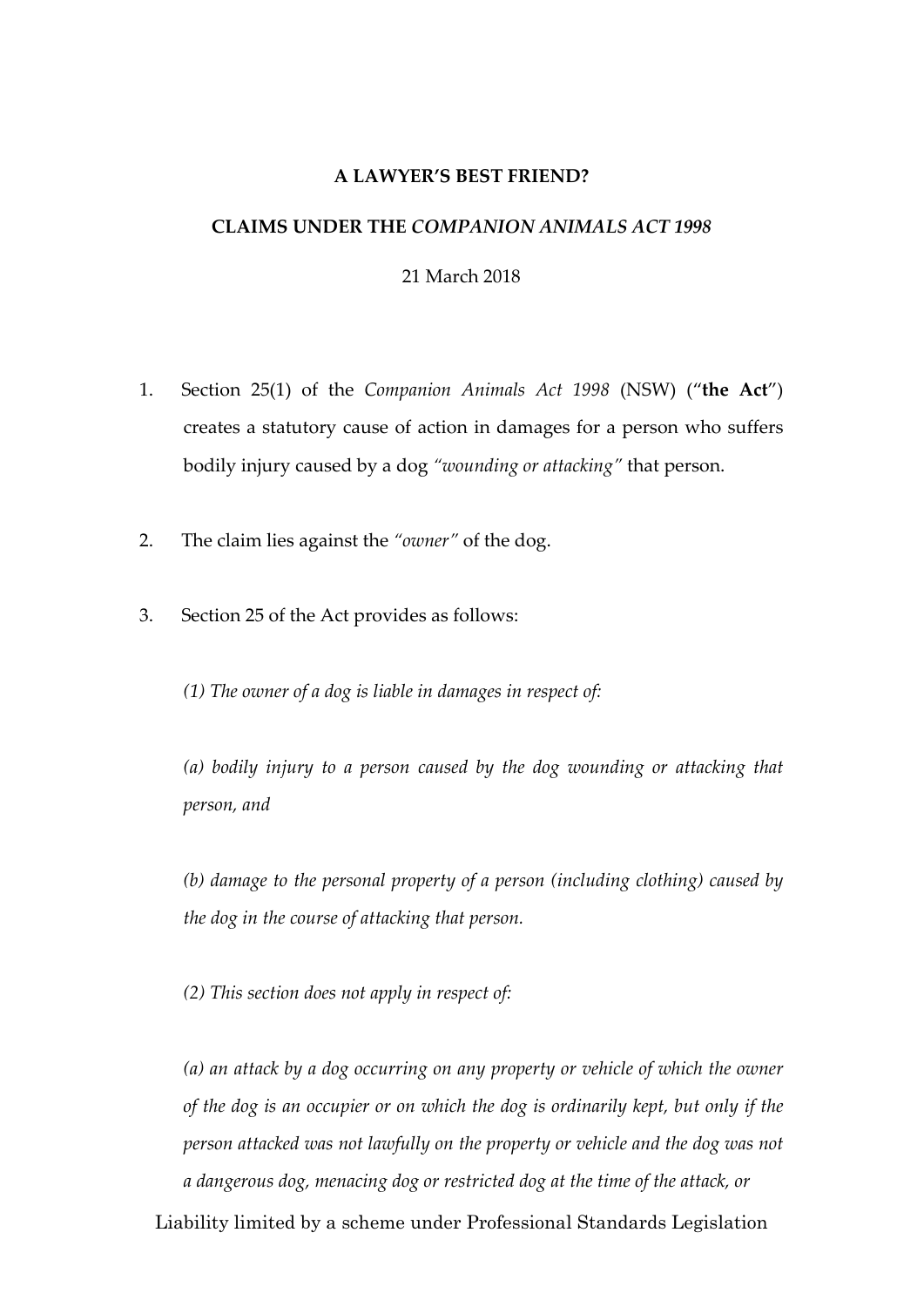**A LAWYER'S BEST FRIEND?**

**CLAIMS UNDER THE *COMPANION ANIMALS ACT 1998***

21 March 2018

1. Section 25(1) of the *Companion Animals Act 1998* (NSW) ("**the Act**") creates a statutory cause of action in damages for a person who suffers bodily injury caused by a dog *"wounding or attacking"* that person.

2. The claim lies against the *"owner"* of the dog.

3. Section 25 of the Act provides as follows:

   *(1) The owner of a dog is liable in damages in respect of:*

   *(a) bodily injury to a person caused by the dog wounding or attacking that person, and*

   *(b) damage to the personal property of a person (including clothing) caused by the dog in the course of attacking that person.*

   *(2) This section does not apply in respect of:*

   *(a) an attack by a dog occurring on any property or vehicle of which the owner of the dog is an occupier or on which the dog is ordinarily kept, but only if the person attacked was not lawfully on the property or vehicle and the dog was not a dangerous dog, menacing dog or restricted dog at the time of the attack, or*

Liability limited by a scheme under Professional Standards Legislation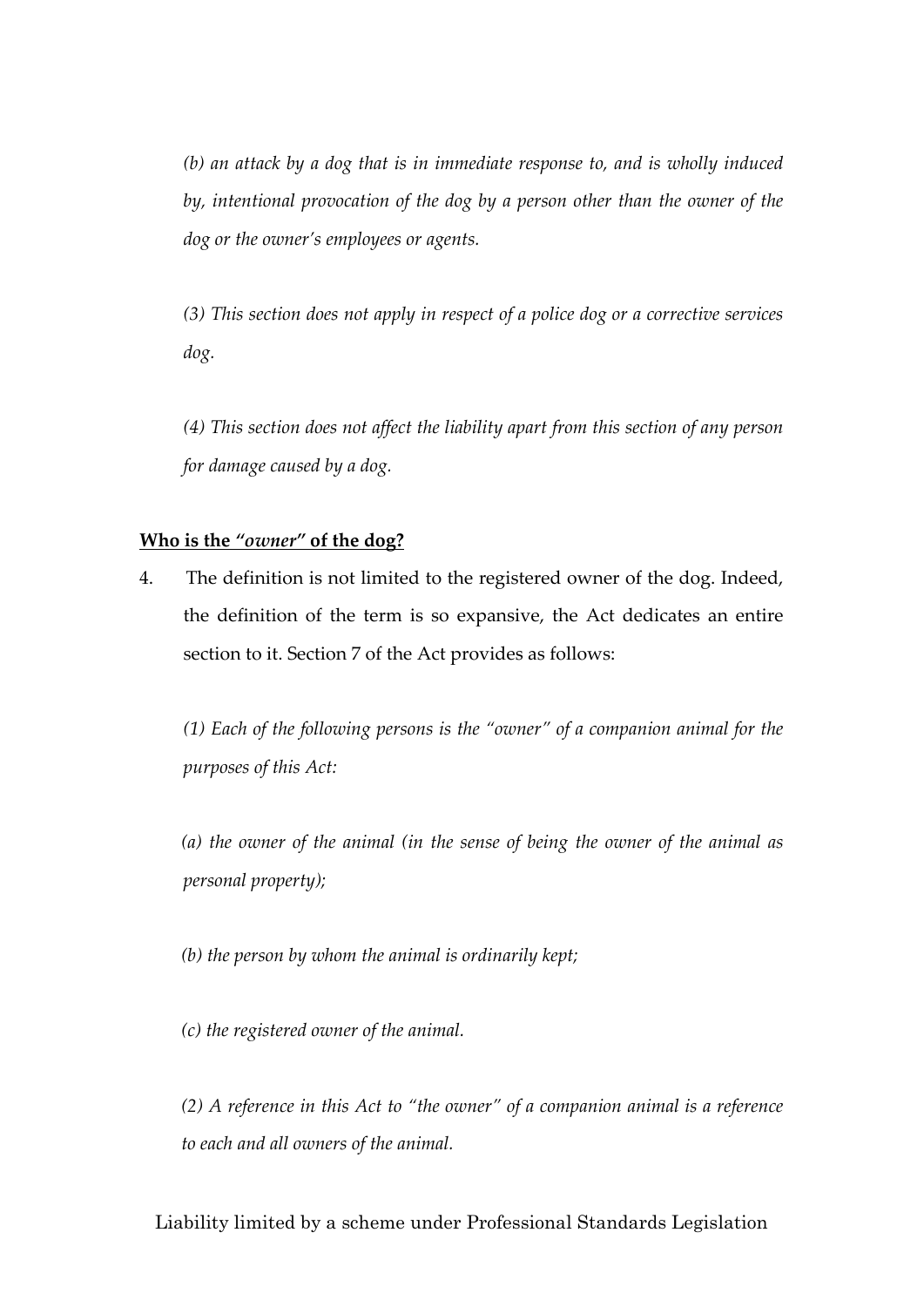*(b) an attack by a dog that is in immediate response to, and is wholly induced by, intentional provocation of the dog by a person other than the owner of the dog or the owner's employees or agents.*

*(3) This section does not apply in respect of a police dog or a corrective services dog.*

*(4) This section does not affect the liability apart from this section of any person for damage caused by a dog.*

**<u>Who is the "*owner*" of the dog?</u>**

4. The definition is not limited to the registered owner of the dog. Indeed, the definition of the term is so expansive, the Act dedicates an entire section to it. Section 7 of the Act provides as follows:

*(1) Each of the following persons is the "owner" of a companion animal for the purposes of this Act:*

*(a) the owner of the animal (in the sense of being the owner of the animal as personal property);*

*(b) the person by whom the animal is ordinarily kept;*

*(c) the registered owner of the animal.*

*(2) A reference in this Act to "the owner" of a companion animal is a reference to each and all owners of the animal.*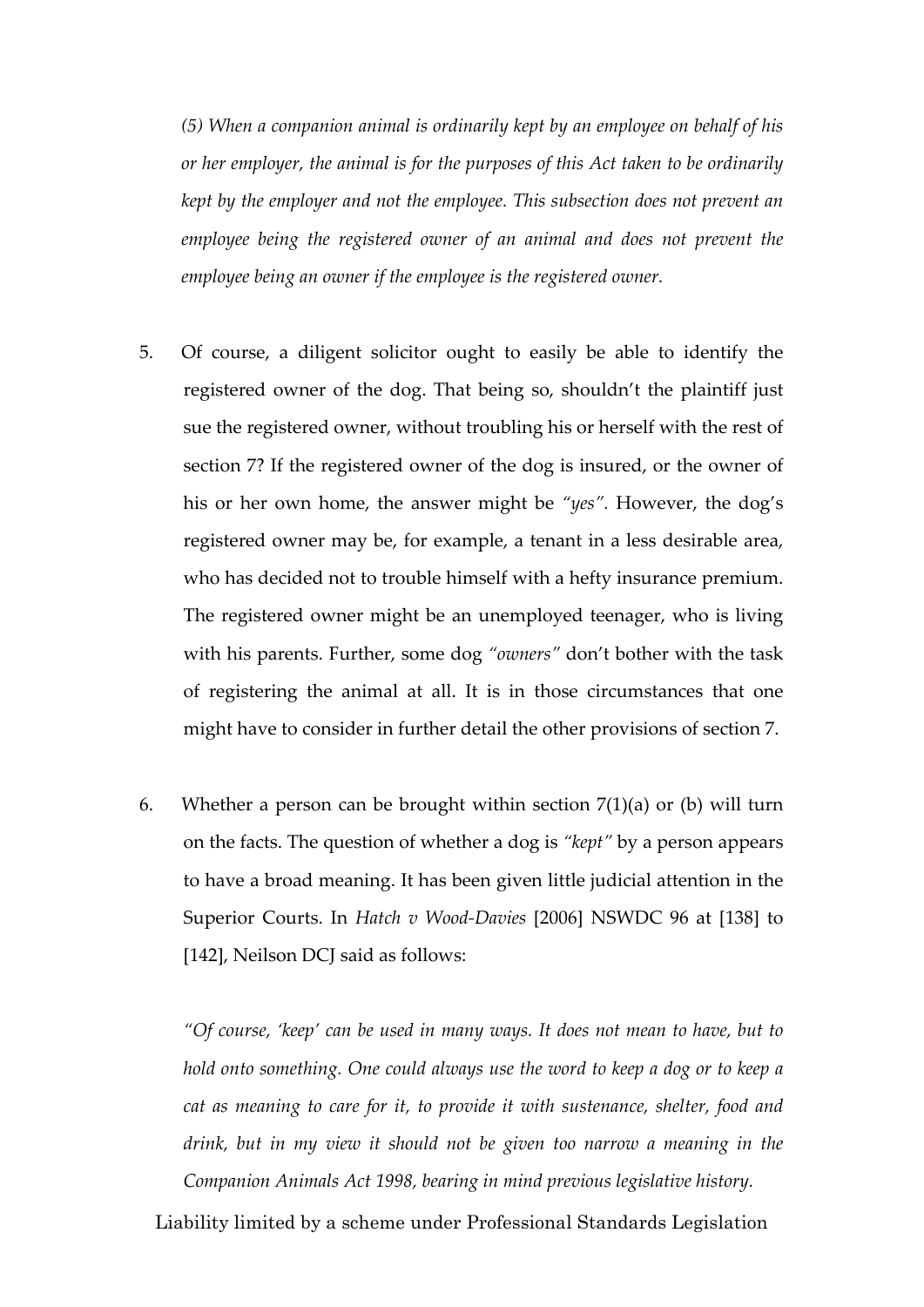*(5) When a companion animal is ordinarily kept by an employee on behalf of his or her employer, the animal is for the purposes of this Act taken to be ordinarily kept by the employer and not the employee. This subsection does not prevent an employee being the registered owner of an animal and does not prevent the employee being an owner if the employee is the registered owner.*

5. Of course, a diligent solicitor ought to easily be able to identify the registered owner of the dog. That being so, shouldn't the plaintiff just sue the registered owner, without troubling his or herself with the rest of section 7? If the registered owner of the dog is insured, or the owner of his or her own home, the answer might be *"yes".* However, the dog's registered owner may be, for example, a tenant in a less desirable area, who has decided not to trouble himself with a hefty insurance premium. The registered owner might be an unemployed teenager, who is living with his parents. Further, some dog *"owners"* don't bother with the task of registering the animal at all. It is in those circumstances that one might have to consider in further detail the other provisions of section 7.

6. Whether a person can be brought within section 7(1)(a) or (b) will turn on the facts. The question of whether a dog is *"kept"* by a person appears to have a broad meaning. It has been given little judicial attention in the Superior Courts. In *Hatch v Wood-Davies* [2006] NSWDC 96 at [138] to [142], Neilson DCJ said as follows:

*"Of course, 'keep' can be used in many ways. It does not mean to have, but to hold onto something. One could always use the word to keep a dog or to keep a cat as meaning to care for it, to provide it with sustenance, shelter, food and drink, but in my view it should not be given too narrow a meaning in the Companion Animals Act 1998, bearing in mind previous legislative history.*

Liability limited by a scheme under Professional Standards Legislation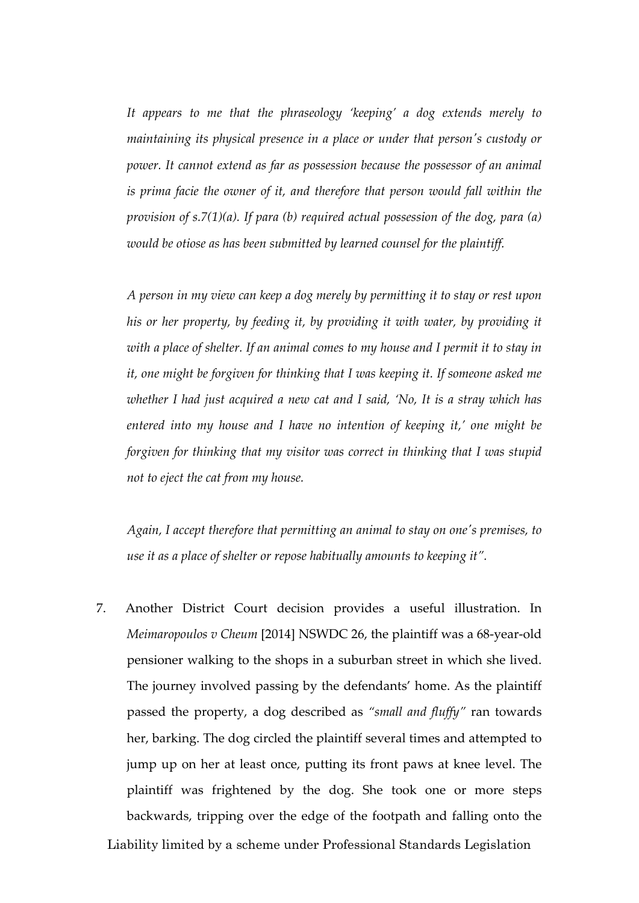*It appears to me that the phraseology 'keeping' a dog extends merely to maintaining its physical presence in a place or under that person's custody or power. It cannot extend as far as possession because the possessor of an animal is prima facie the owner of it, and therefore that person would fall within the provision of s.7(1)(a). If para (b) required actual possession of the dog, para (a) would be otiose as has been submitted by learned counsel for the plaintiff.*

*A person in my view can keep a dog merely by permitting it to stay or rest upon his or her property, by feeding it, by providing it with water, by providing it with a place of shelter. If an animal comes to my house and I permit it to stay in it, one might be forgiven for thinking that I was keeping it. If someone asked me whether I had just acquired a new cat and I said, 'No, It is a stray which has entered into my house and I have no intention of keeping it,' one might be forgiven for thinking that my visitor was correct in thinking that I was stupid not to eject the cat from my house.*

*Again, I accept therefore that permitting an animal to stay on one's premises, to use it as a place of shelter or repose habitually amounts to keeping it".*

7. Another District Court decision provides a useful illustration. In *Meimaropoulos v Cheum* [2014] NSWDC 26, the plaintiff was a 68-year-old pensioner walking to the shops in a suburban street in which she lived. The journey involved passing by the defendants' home. As the plaintiff passed the property, a dog described as *"small and fluffy"* ran towards her, barking. The dog circled the plaintiff several times and attempted to jump up on her at least once, putting its front paws at knee level. The plaintiff was frightened by the dog. She took one or more steps backwards, tripping over the edge of the footpath and falling onto the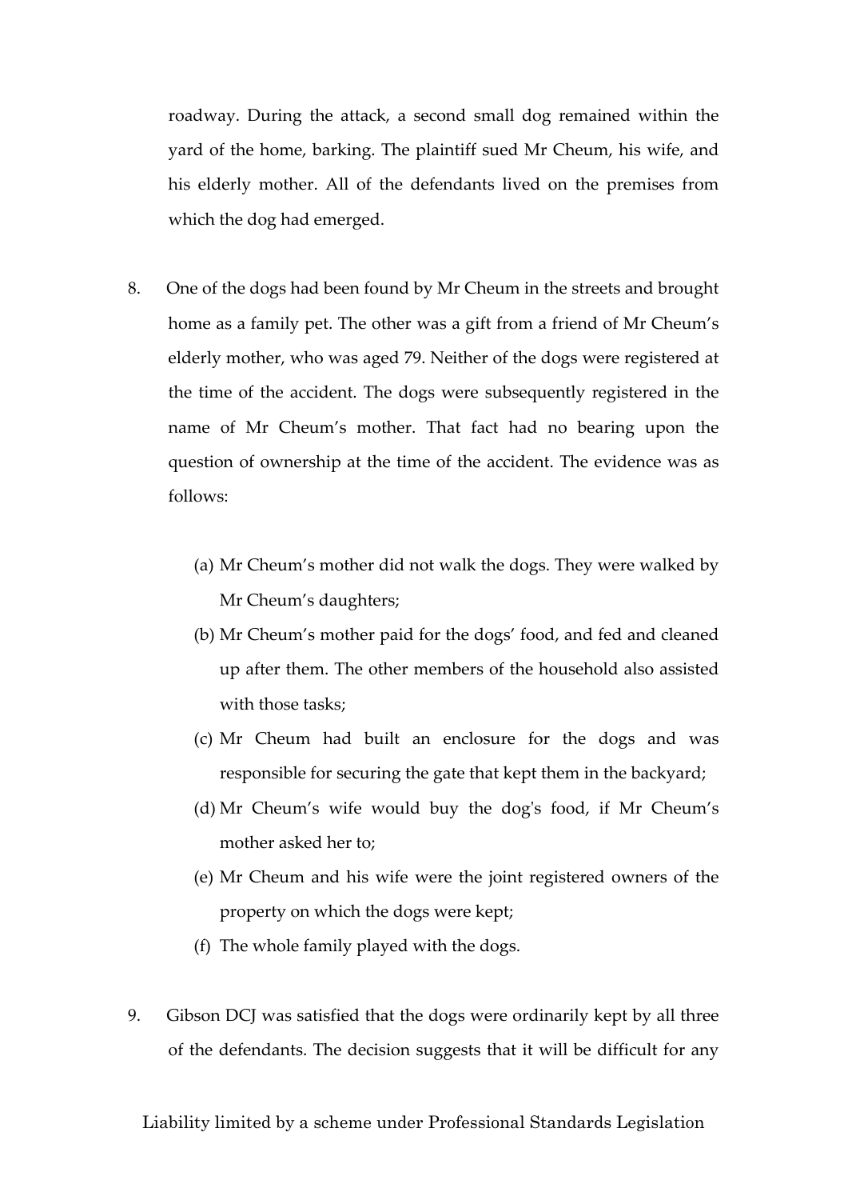roadway. During the attack, a second small dog remained within the yard of the home, barking. The plaintiff sued Mr Cheum, his wife, and his elderly mother. All of the defendants lived on the premises from which the dog had emerged.

8. One of the dogs had been found by Mr Cheum in the streets and brought home as a family pet. The other was a gift from a friend of Mr Cheum's elderly mother, who was aged 79. Neither of the dogs were registered at the time of the accident. The dogs were subsequently registered in the name of Mr Cheum's mother. That fact had no bearing upon the question of ownership at the time of the accident. The evidence was as follows:

   (a) Mr Cheum's mother did not walk the dogs. They were walked by Mr Cheum's daughters;
   (b) Mr Cheum's mother paid for the dogs' food, and fed and cleaned up after them. The other members of the household also assisted with those tasks;
   (c) Mr Cheum had built an enclosure for the dogs and was responsible for securing the gate that kept them in the backyard;
   (d) Mr Cheum's wife would buy the dog's food, if Mr Cheum's mother asked her to;
   (e) Mr Cheum and his wife were the joint registered owners of the property on which the dogs were kept;
   (f) The whole family played with the dogs.

9. Gibson DCJ was satisfied that the dogs were ordinarily kept by all three of the defendants. The decision suggests that it will be difficult for any

Liability limited by a scheme under Professional Standards Legislation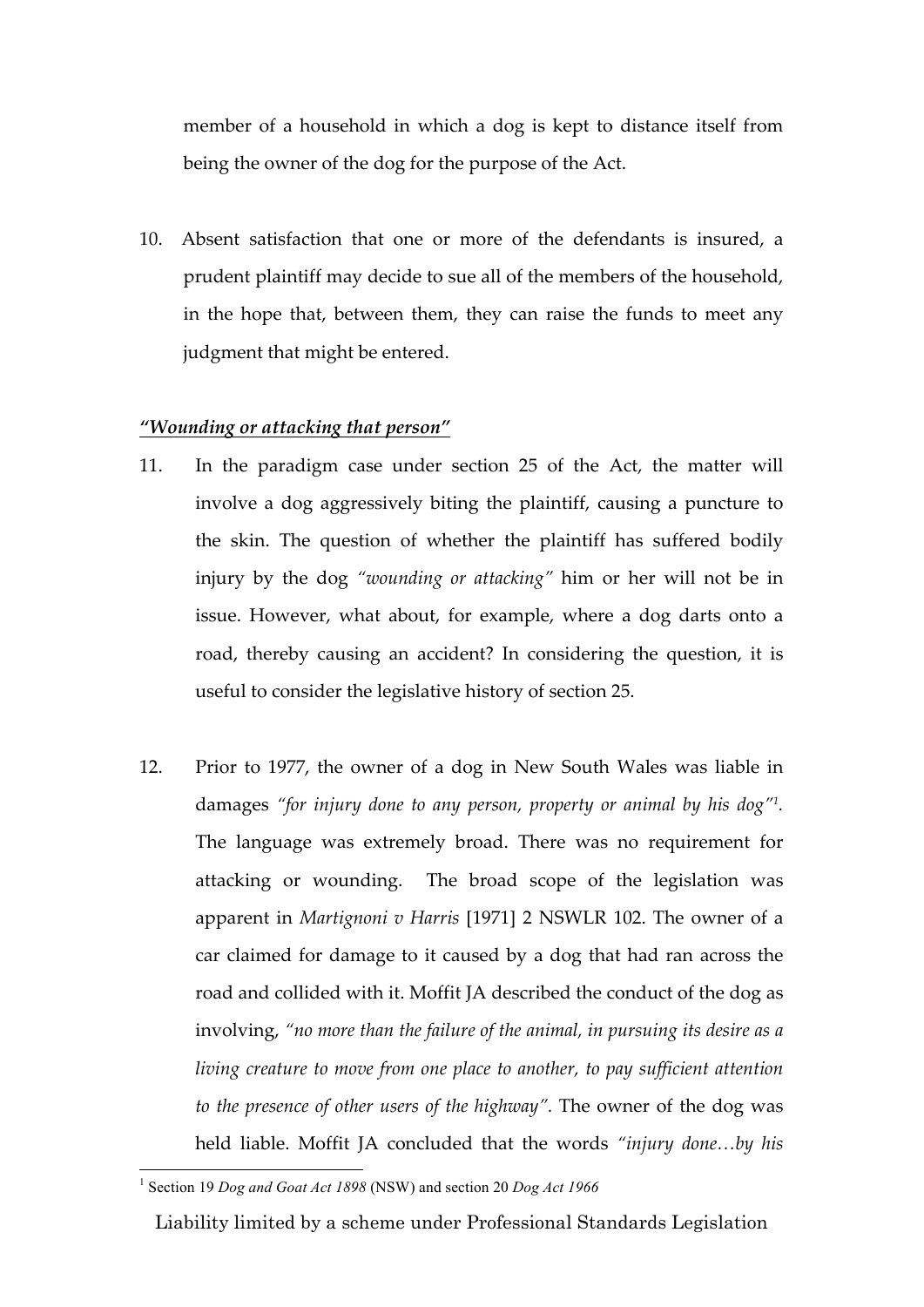member of a household in which a dog is kept to distance itself from being the owner of the dog for the purpose of the Act.

10. Absent satisfaction that one or more of the defendants is insured, a prudent plaintiff may decide to sue all of the members of the household, in the hope that, between them, they can raise the funds to meet any judgment that might be entered.

***"Wounding or attacking that person"***

11. In the paradigm case under section 25 of the Act, the matter will involve a dog aggressively biting the plaintiff, causing a puncture to the skin. The question of whether the plaintiff has suffered bodily injury by the dog *"wounding or attacking"* him or her will not be in issue. However, what about, for example, where a dog darts onto a road, thereby causing an accident? In considering the question, it is useful to consider the legislative history of section 25.

12. Prior to 1977, the owner of a dog in New South Wales was liable in damages *"for injury done to any person, property or animal by his dog"*[1]. The language was extremely broad. There was no requirement for attacking or wounding. The broad scope of the legislation was apparent in *Martignoni v Harris* [1971] 2 NSWLR 102. The owner of a car claimed for damage to it caused by a dog that had ran across the road and collided with it. Moffit JA described the conduct of the dog as involving, *"no more than the failure of the animal, in pursuing its desire as a living creature to move from one place to another, to pay sufficient attention to the presence of other users of the highway"*. The owner of the dog was held liable. Moffit JA concluded that the words *"injury done…by his*

[1] Section 19 *Dog and Goat Act 1898* (NSW) and section 20 *Dog Act 1966*

Liability limited by a scheme under Professional Standards Legislation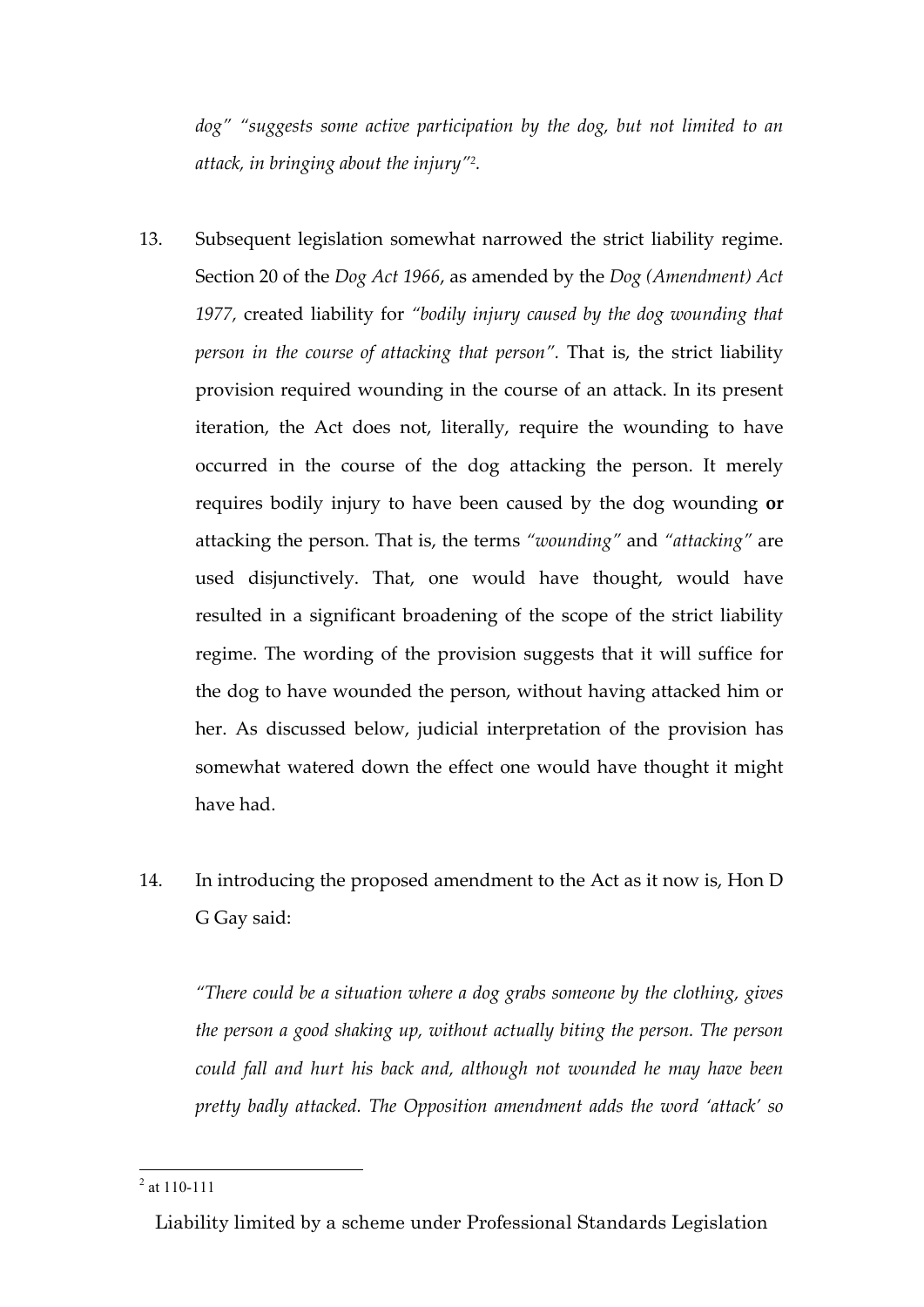*dog" "suggests some active participation by the dog, but not limited to an attack, in bringing about the injury"*[2].

13. Subsequent legislation somewhat narrowed the strict liability regime. Section 20 of the *Dog Act 1966*, as amended by the *Dog (Amendment) Act 1977,* created liability for *"bodily injury caused by the dog wounding that person in the course of attacking that person".* That is, the strict liability provision required wounding in the course of an attack. In its present iteration, the Act does not, literally, require the wounding to have occurred in the course of the dog attacking the person. It merely requires bodily injury to have been caused by the dog wounding **or** attacking the person. That is, the terms *"wounding"* and *"attacking"* are used disjunctively. That, one would have thought, would have resulted in a significant broadening of the scope of the strict liability regime. The wording of the provision suggests that it will suffice for the dog to have wounded the person, without having attacked him or her. As discussed below, judicial interpretation of the provision has somewhat watered down the effect one would have thought it might have had.

14. In introducing the proposed amendment to the Act as it now is, Hon D G Gay said:

    *"There could be a situation where a dog grabs someone by the clothing, gives the person a good shaking up, without actually biting the person. The person could fall and hurt his back and, although not wounded he may have been pretty badly attacked. The Opposition amendment adds the word 'attack' so*

---

[2] at 110-111

Liability limited by a scheme under Professional Standards Legislation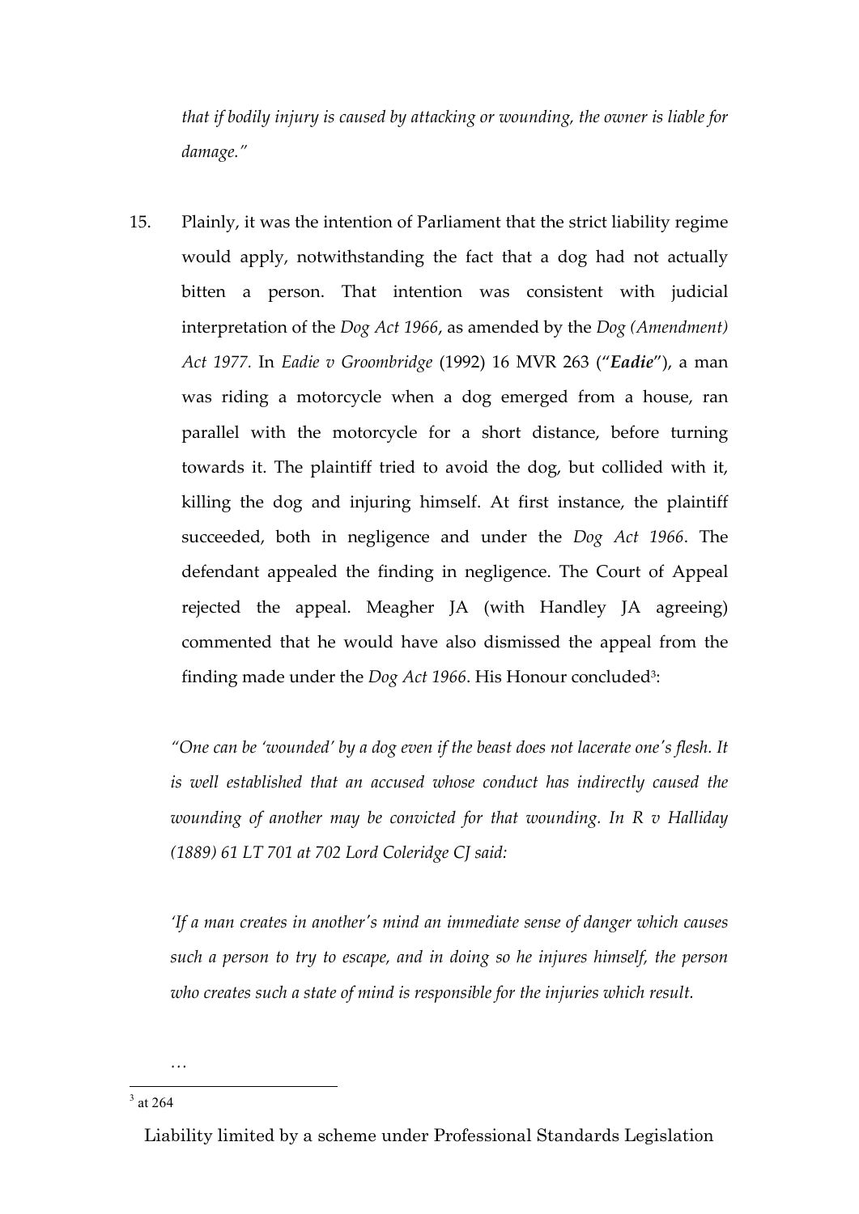*that if bodily injury is caused by attacking or wounding, the owner is liable for damage."*

15. Plainly, it was the intention of Parliament that the strict liability regime would apply, notwithstanding the fact that a dog had not actually bitten a person. That intention was consistent with judicial interpretation of the *Dog Act 1966*, as amended by the *Dog (Amendment) Act 1977*. In *Eadie v Groombridge* (1992) 16 MVR 263 ("***Eadie***"), a man was riding a motorcycle when a dog emerged from a house, ran parallel with the motorcycle for a short distance, before turning towards it. The plaintiff tried to avoid the dog, but collided with it, killing the dog and injuring himself. At first instance, the plaintiff succeeded, both in negligence and under the *Dog Act 1966*. The defendant appealed the finding in negligence. The Court of Appeal rejected the appeal. Meagher JA (with Handley JA agreeing) commented that he would have also dismissed the appeal from the finding made under the *Dog Act 1966*. His Honour concluded[3]:

*"One can be 'wounded' by a dog even if the beast does not lacerate one's flesh. It is well established that an accused whose conduct has indirectly caused the wounding of another may be convicted for that wounding. In R v Halliday (1889) 61 LT 701 at 702 Lord Coleridge CJ said:*

*'If a man creates in another's mind an immediate sense of danger which causes such a person to try to escape, and in doing so he injures himself, the person who creates such a state of mind is responsible for the injuries which result.*

…

[3] at 264

Liability limited by a scheme under Professional Standards Legislation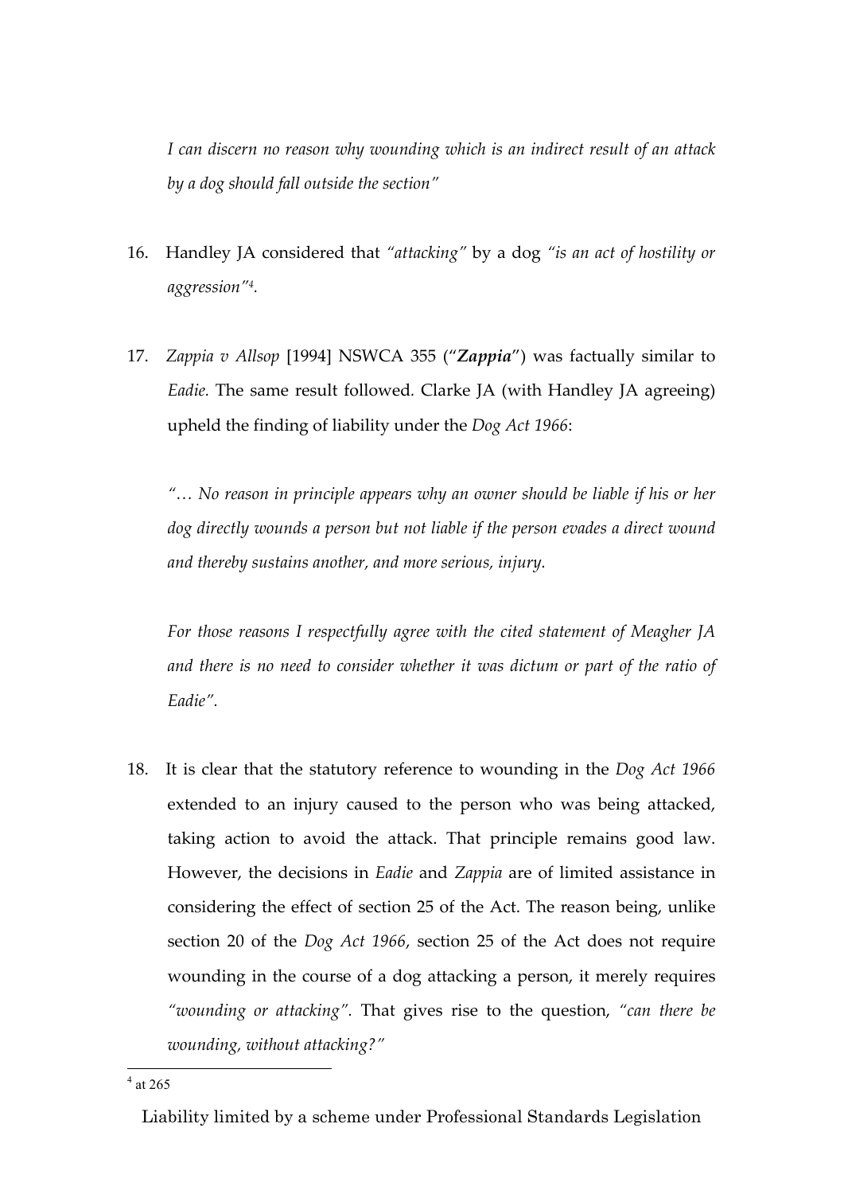*I can discern no reason why wounding which is an indirect result of an attack by a dog should fall outside the section"*

16. Handley JA considered that *"attacking"* by a dog *"is an act of hostility or aggression"*[4].

17. *Zappia v Allsop* [1994] NSWCA 355 ("***Zappia***") was factually similar to *Eadie*. The same result followed. Clarke JA (with Handley JA agreeing) upheld the finding of liability under the *Dog Act 1966*:

    *"… No reason in principle appears why an owner should be liable if his or her dog directly wounds a person but not liable if the person evades a direct wound and thereby sustains another, and more serious, injury.*

    *For those reasons I respectfully agree with the cited statement of Meagher JA and there is no need to consider whether it was dictum or part of the ratio of Eadie".*

18. It is clear that the statutory reference to wounding in the *Dog Act 1966* extended to an injury caused to the person who was being attacked, taking action to avoid the attack. That principle remains good law. However, the decisions in *Eadie* and *Zappia* are of limited assistance in considering the effect of section 25 of the Act. The reason being, unlike section 20 of the *Dog Act 1966*, section 25 of the Act does not require wounding in the course of a dog attacking a person, it merely requires *"wounding or attacking"*. That gives rise to the question, *"can there be wounding, without attacking?"*

---

[4] at 265

Liability limited by a scheme under Professional Standards Legislation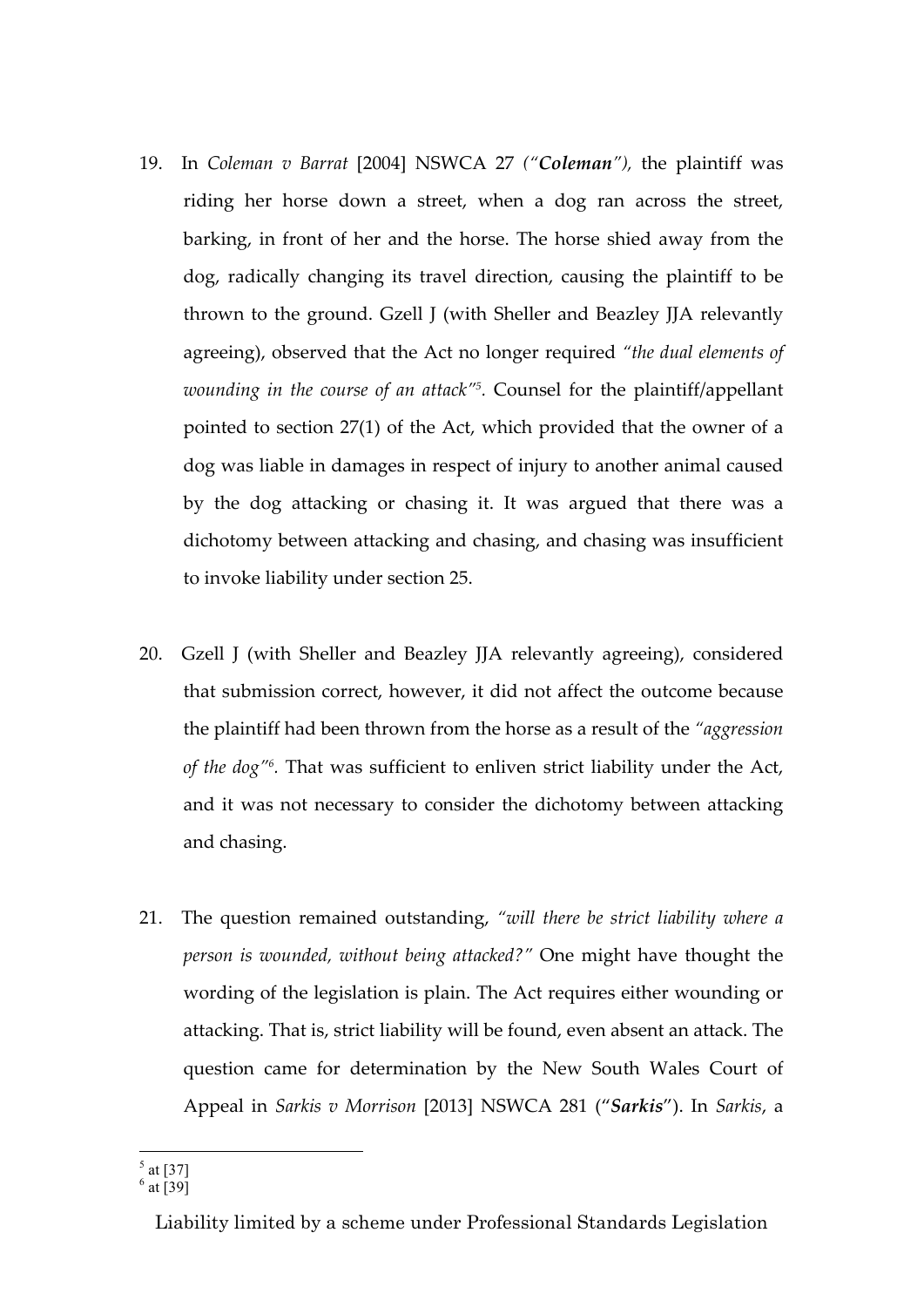19. In *Coleman v Barrat* [2004] NSWCA 27 *("**Coleman**"),* the plaintiff was riding her horse down a street, when a dog ran across the street, barking, in front of her and the horse. The horse shied away from the dog, radically changing its travel direction, causing the plaintiff to be thrown to the ground. Gzell J (with Sheller and Beazley JJA relevantly agreeing), observed that the Act no longer required *"the dual elements of wounding in the course of an attack"*[5]. Counsel for the plaintiff/appellant pointed to section 27(1) of the Act, which provided that the owner of a dog was liable in damages in respect of injury to another animal caused by the dog attacking or chasing it. It was argued that there was a dichotomy between attacking and chasing, and chasing was insufficient to invoke liability under section 25.

20. Gzell J (with Sheller and Beazley JJA relevantly agreeing), considered that submission correct, however, it did not affect the outcome because the plaintiff had been thrown from the horse as a result of the *"aggression of the dog"*[6]. That was sufficient to enliven strict liability under the Act, and it was not necessary to consider the dichotomy between attacking and chasing.

21. The question remained outstanding, *"will there be strict liability where a person is wounded, without being attacked?"* One might have thought the wording of the legislation is plain. The Act requires either wounding or attacking. That is, strict liability will be found, even absent an attack. The question came for determination by the New South Wales Court of Appeal in *Sarkis v Morrison* [2013] NSWCA 281 ("***Sarkis***"). In *Sarkis*, a

---

[5] at [37]

[6] at [39]

Liability limited by a scheme under Professional Standards Legislation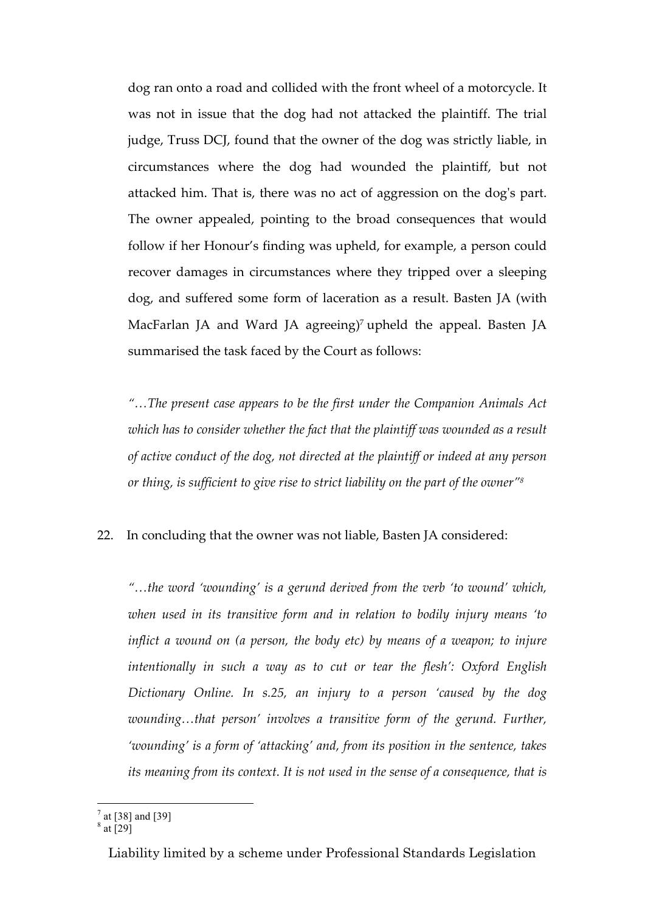dog ran onto a road and collided with the front wheel of a motorcycle. It was not in issue that the dog had not attacked the plaintiff. The trial judge, Truss DCJ, found that the owner of the dog was strictly liable, in circumstances where the dog had wounded the plaintiff, but not attacked him. That is, there was no act of aggression on the dog's part. The owner appealed, pointing to the broad consequences that would follow if her Honour's finding was upheld, for example, a person could recover damages in circumstances where they tripped over a sleeping dog, and suffered some form of laceration as a result. Basten JA (with MacFarlan JA and Ward JA agreeing)[7] upheld the appeal. Basten JA summarised the task faced by the Court as follows:

> *"…The present case appears to be the first under the Companion Animals Act which has to consider whether the fact that the plaintiff was wounded as a result of active conduct of the dog, not directed at the plaintiff or indeed at any person or thing, is sufficient to give rise to strict liability on the part of the owner"*[8]

22. In concluding that the owner was not liable, Basten JA considered:

> *"…the word 'wounding' is a gerund derived from the verb 'to wound' which, when used in its transitive form and in relation to bodily injury means 'to inflict a wound on (a person, the body etc) by means of a weapon; to injure intentionally in such a way as to cut or tear the flesh': Oxford English Dictionary Online. In s.25, an injury to a person 'caused by the dog wounding…that person' involves a transitive form of the gerund. Further, 'wounding' is a form of 'attacking' and, from its position in the sentence, takes its meaning from its context. It is not used in the sense of a consequence, that is*

---

[7] at [38] and [39]

[8] at [29]

Liability limited by a scheme under Professional Standards Legislation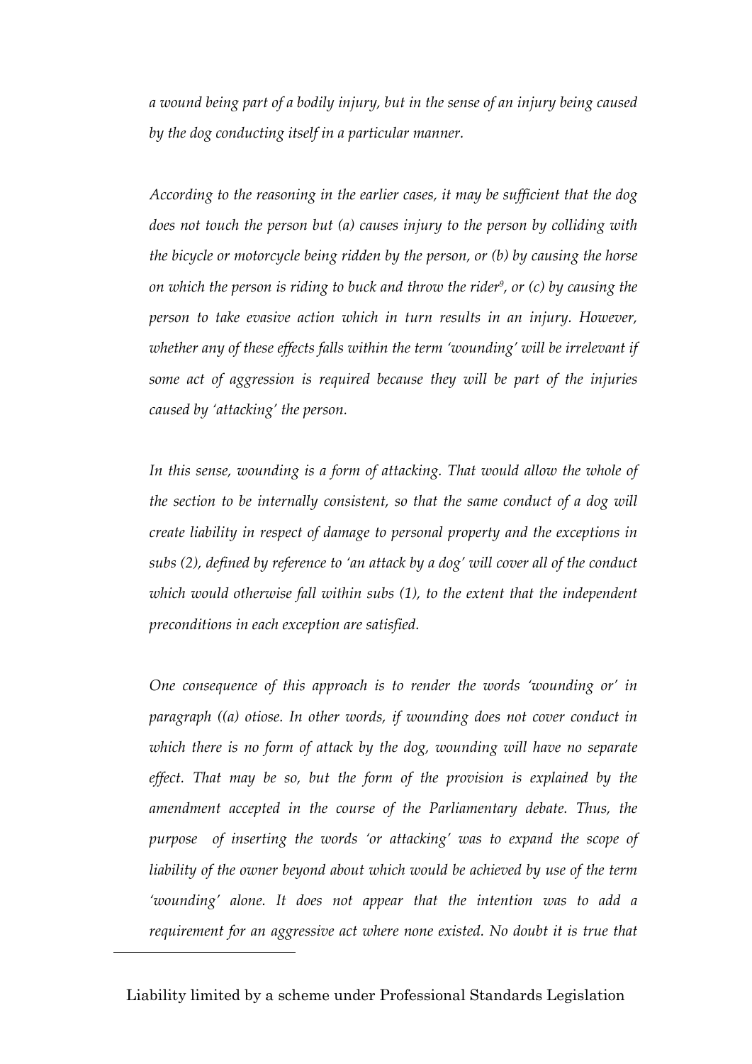*a wound being part of a bodily injury, but in the sense of an injury being caused by the dog conducting itself in a particular manner.*

*According to the reasoning in the earlier cases, it may be sufficient that the dog does not touch the person but (a) causes injury to the person by colliding with the bicycle or motorcycle being ridden by the person, or (b) by causing the horse on which the person is riding to buck and throw the rider*[9]*, or (c) by causing the person to take evasive action which in turn results in an injury. However, whether any of these effects falls within the term 'wounding' will be irrelevant if some act of aggression is required because they will be part of the injuries caused by 'attacking' the person.*

*In this sense, wounding is a form of attacking. That would allow the whole of the section to be internally consistent, so that the same conduct of a dog will create liability in respect of damage to personal property and the exceptions in subs (2), defined by reference to 'an attack by a dog' will cover all of the conduct which would otherwise fall within subs (1), to the extent that the independent preconditions in each exception are satisfied.*

*One consequence of this approach is to render the words 'wounding or' in paragraph ((a) otiose. In other words, if wounding does not cover conduct in which there is no form of attack by the dog, wounding will have no separate effect. That may be so, but the form of the provision is explained by the amendment accepted in the course of the Parliamentary debate. Thus, the purpose of inserting the words 'or attacking' was to expand the scope of liability of the owner beyond about which would be achieved by use of the term 'wounding' alone. It does not appear that the intention was to add a requirement for an aggressive act where none existed. No doubt it is true that*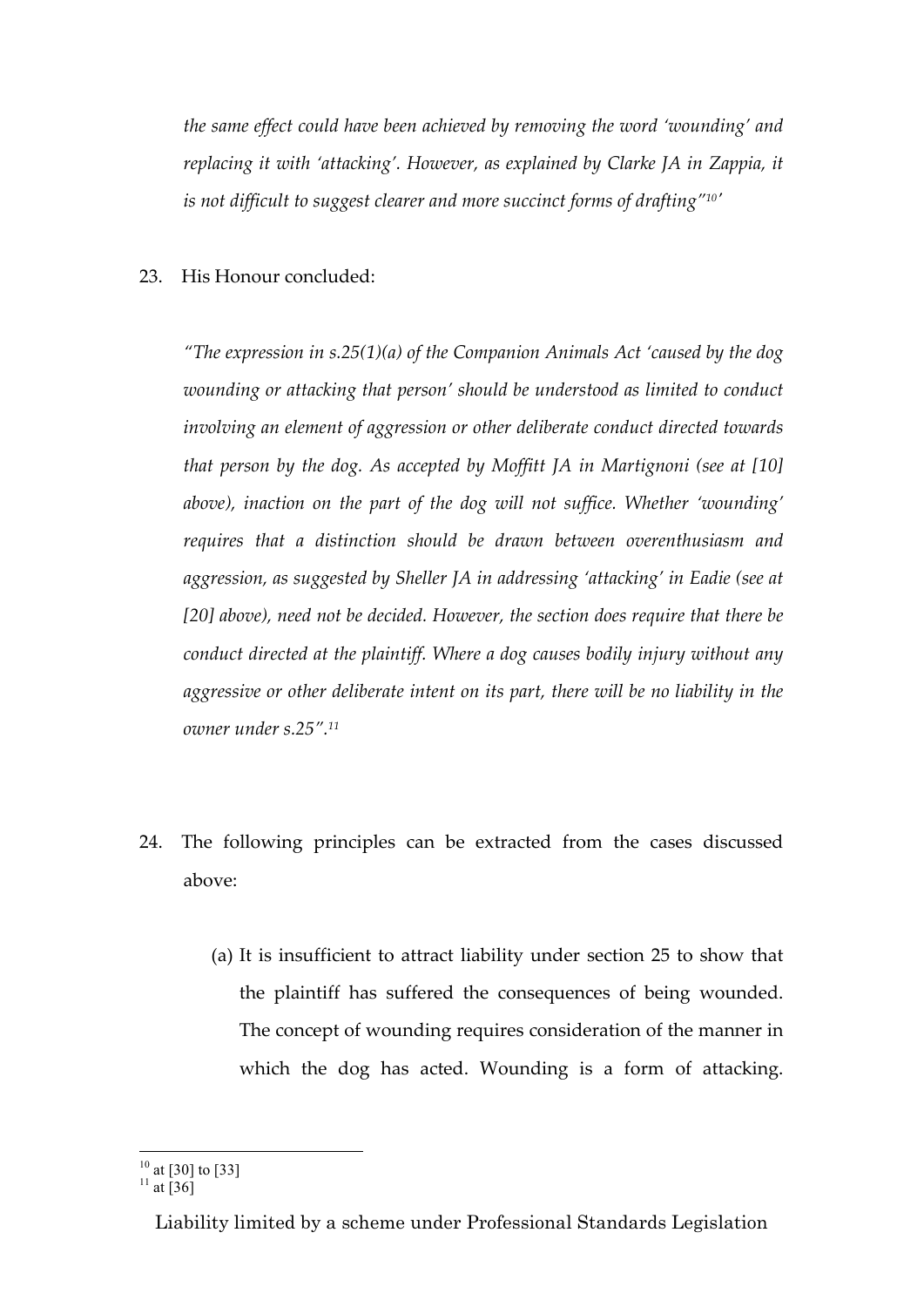*the same effect could have been achieved by removing the word 'wounding' and replacing it with 'attacking'. However, as explained by Clarke JA in Zappia, it is not difficult to suggest clearer and more succinct forms of drafting"*[10]'

23. His Honour concluded:

*"The expression in s.25(1)(a) of the Companion Animals Act 'caused by the dog wounding or attacking that person' should be understood as limited to conduct involving an element of aggression or other deliberate conduct directed towards that person by the dog. As accepted by Moffitt JA in Martignoni (see at [10] above), inaction on the part of the dog will not suffice. Whether 'wounding' requires that a distinction should be drawn between overenthusiasm and aggression, as suggested by Sheller JA in addressing 'attacking' in Eadie (see at [20] above), need not be decided. However, the section does require that there be conduct directed at the plaintiff. Where a dog causes bodily injury without any aggressive or other deliberate intent on its part, there will be no liability in the owner under s.25".*[11]

24. The following principles can be extracted from the cases discussed above:

    (a) It is insufficient to attract liability under section 25 to show that the plaintiff has suffered the consequences of being wounded. The concept of wounding requires consideration of the manner in which the dog has acted. Wounding is a form of attacking.

---

[10] at [30] to [33]
[11] at [36]

Liability limited by a scheme under Professional Standards Legislation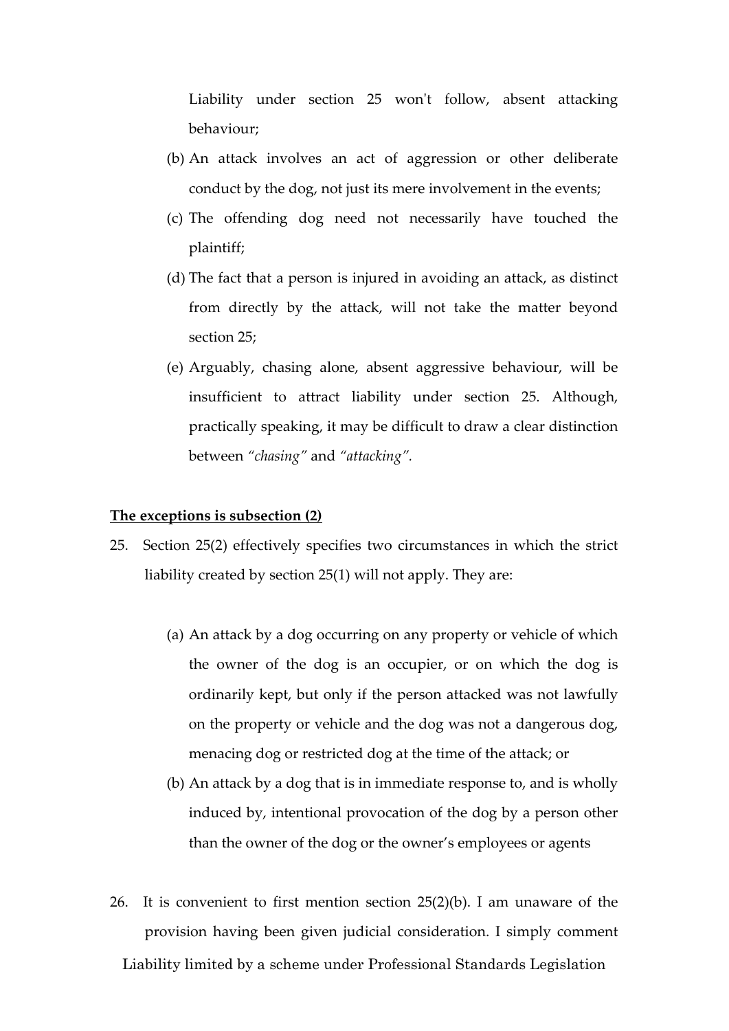Liability under section 25 won't follow, absent attacking behaviour;

(b) An attack involves an act of aggression or other deliberate conduct by the dog, not just its mere involvement in the events;

(c) The offending dog need not necessarily have touched the plaintiff;

(d) The fact that a person is injured in avoiding an attack, as distinct from directly by the attack, will not take the matter beyond section 25;

(e) Arguably, chasing alone, absent aggressive behaviour, will be insufficient to attract liability under section 25. Although, practically speaking, it may be difficult to draw a clear distinction between *"chasing"* and *"attacking"*.

**<u>The exceptions is subsection (2)</u>**

25. Section 25(2) effectively specifies two circumstances in which the strict liability created by section 25(1) will not apply. They are:

    (a) An attack by a dog occurring on any property or vehicle of which the owner of the dog is an occupier, or on which the dog is ordinarily kept, but only if the person attacked was not lawfully on the property or vehicle and the dog was not a dangerous dog, menacing dog or restricted dog at the time of the attack; or

    (b) An attack by a dog that is in immediate response to, and is wholly induced by, intentional provocation of the dog by a person other than the owner of the dog or the owner's employees or agents

26. It is convenient to first mention section 25(2)(b). I am unaware of the provision having been given judicial consideration. I simply comment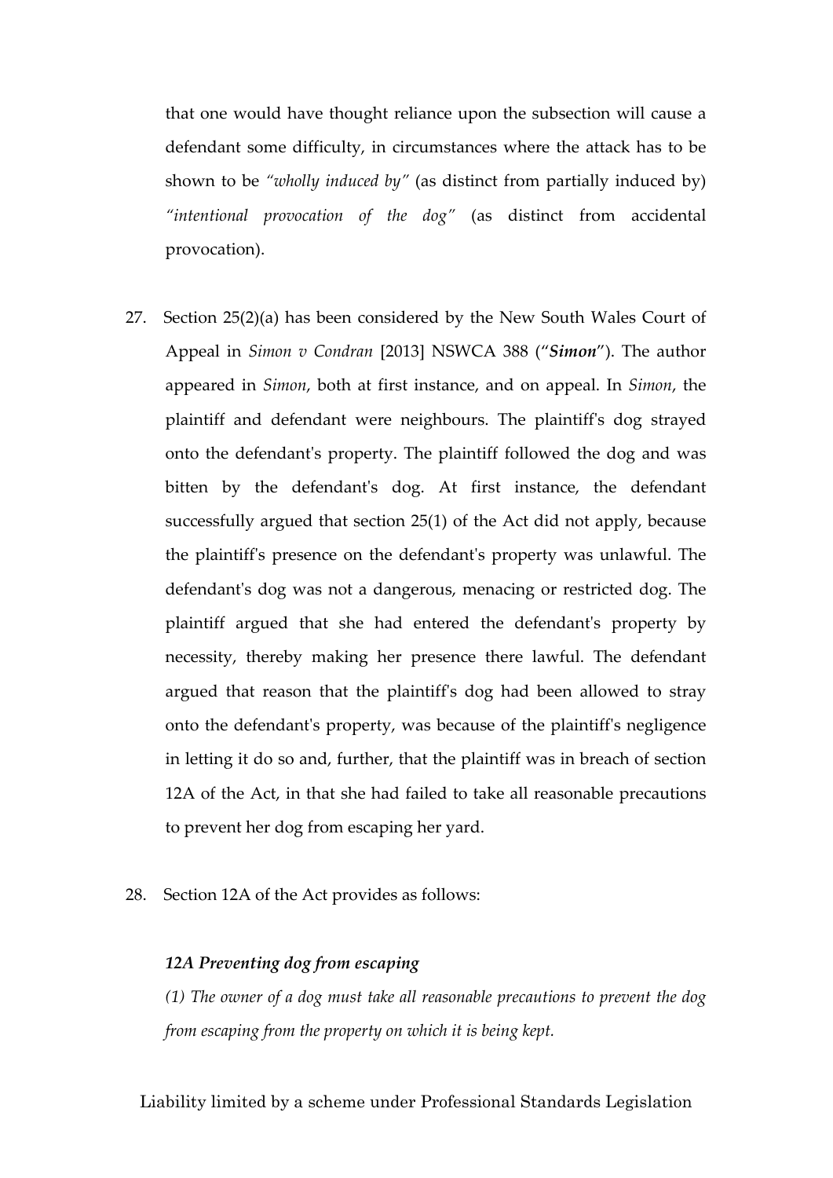that one would have thought reliance upon the subsection will cause a defendant some difficulty, in circumstances where the attack has to be shown to be *"wholly induced by"* (as distinct from partially induced by) *"intentional provocation of the dog"* (as distinct from accidental provocation).

27. Section 25(2)(a) has been considered by the New South Wales Court of Appeal in *Simon v Condran* [2013] NSWCA 388 ("***Simon***"). The author appeared in *Simon*, both at first instance, and on appeal. In *Simon*, the plaintiff and defendant were neighbours. The plaintiff's dog strayed onto the defendant's property. The plaintiff followed the dog and was bitten by the defendant's dog. At first instance, the defendant successfully argued that section 25(1) of the Act did not apply, because the plaintiff's presence on the defendant's property was unlawful. The defendant's dog was not a dangerous, menacing or restricted dog. The plaintiff argued that she had entered the defendant's property by necessity, thereby making her presence there lawful. The defendant argued that reason that the plaintiff's dog had been allowed to stray onto the defendant's property, was because of the plaintiff's negligence in letting it do so and, further, that the plaintiff was in breach of section 12A of the Act, in that she had failed to take all reasonable precautions to prevent her dog from escaping her yard.

28. Section 12A of the Act provides as follows:

***12A Preventing dog from escaping***

*(1) The owner of a dog must take all reasonable precautions to prevent the dog from escaping from the property on which it is being kept.*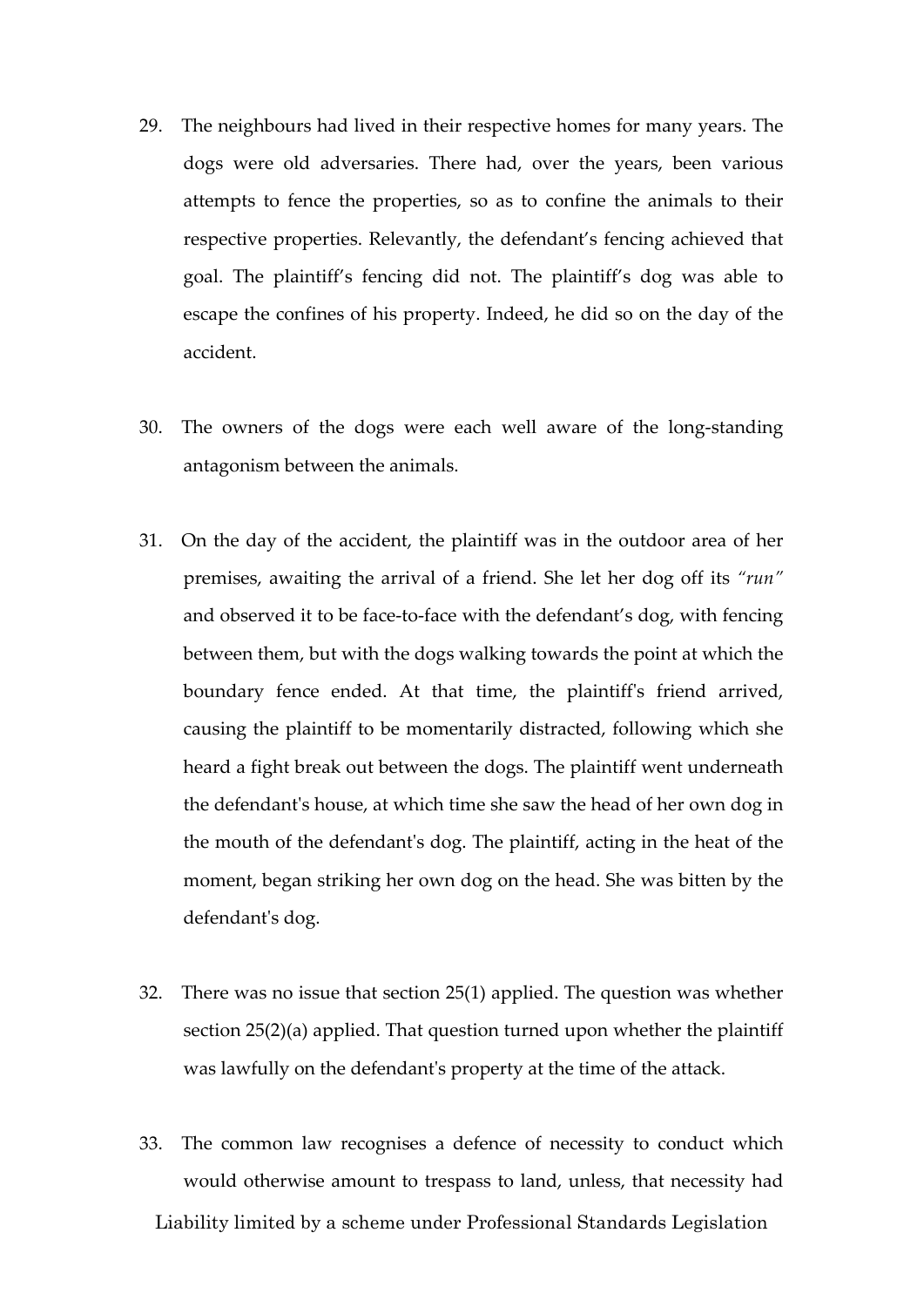29. The neighbours had lived in their respective homes for many years. The dogs were old adversaries. There had, over the years, been various attempts to fence the properties, so as to confine the animals to their respective properties. Relevantly, the defendant's fencing achieved that goal. The plaintiff's fencing did not. The plaintiff's dog was able to escape the confines of his property. Indeed, he did so on the day of the accident.

30. The owners of the dogs were each well aware of the long-standing antagonism between the animals.

31. On the day of the accident, the plaintiff was in the outdoor area of her premises, awaiting the arrival of a friend. She let her dog off its *"run"* and observed it to be face-to-face with the defendant's dog, with fencing between them, but with the dogs walking towards the point at which the boundary fence ended. At that time, the plaintiff's friend arrived, causing the plaintiff to be momentarily distracted, following which she heard a fight break out between the dogs. The plaintiff went underneath the defendant's house, at which time she saw the head of her own dog in the mouth of the defendant's dog. The plaintiff, acting in the heat of the moment, began striking her own dog on the head. She was bitten by the defendant's dog.

32. There was no issue that section 25(1) applied. The question was whether section 25(2)(a) applied. That question turned upon whether the plaintiff was lawfully on the defendant's property at the time of the attack.

33. The common law recognises a defence of necessity to conduct which would otherwise amount to trespass to land, unless, that necessity had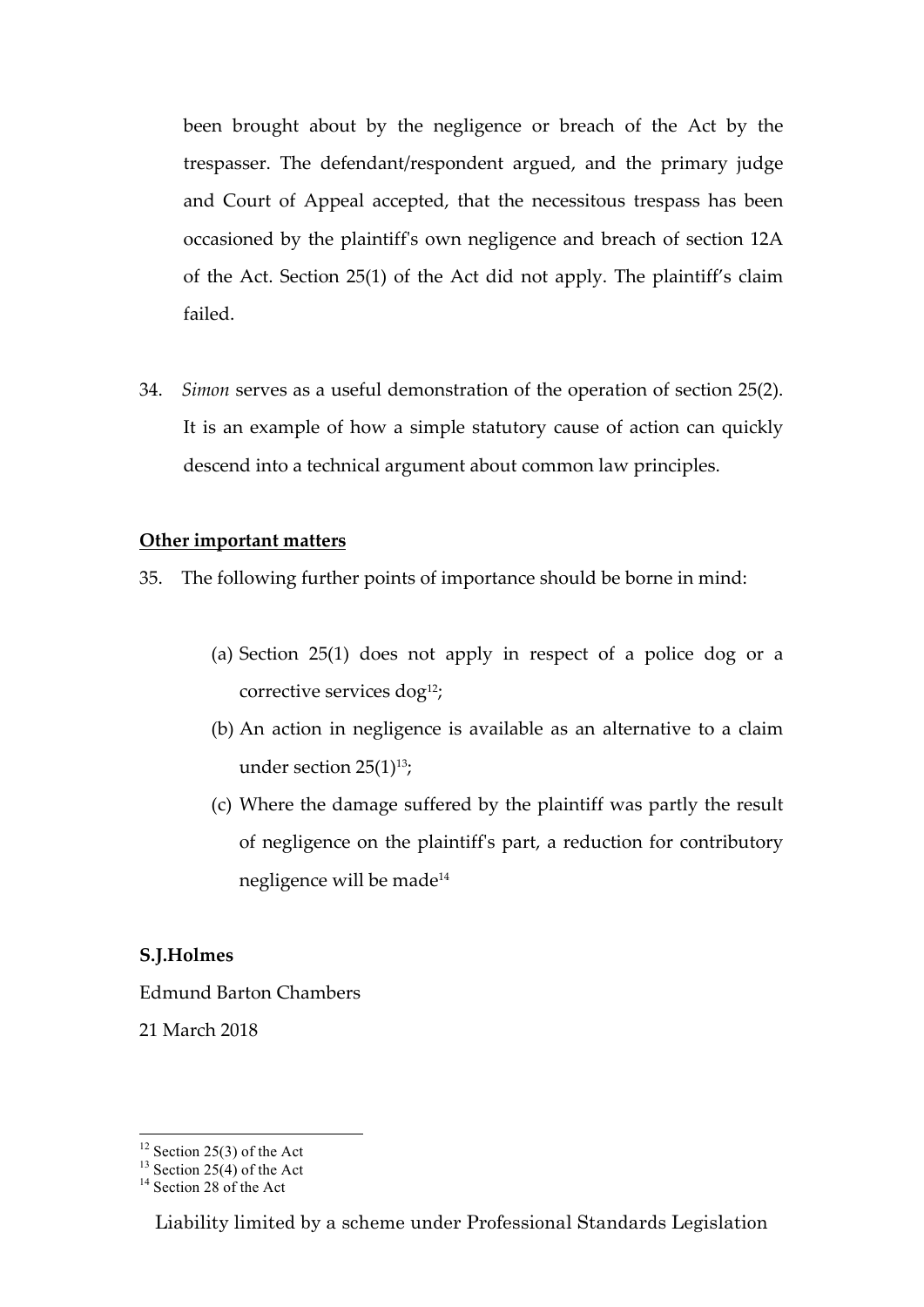been brought about by the negligence or breach of the Act by the trespasser. The defendant/respondent argued, and the primary judge and Court of Appeal accepted, that the necessitous trespass has been occasioned by the plaintiff's own negligence and breach of section 12A of the Act. Section 25(1) of the Act did not apply. The plaintiff's claim failed.

34. *Simon* serves as a useful demonstration of the operation of section 25(2). It is an example of how a simple statutory cause of action can quickly descend into a technical argument about common law principles.

**Other important matters**

35. The following further points of importance should be borne in mind:

(a) Section 25(1) does not apply in respect of a police dog or a corrective services dog[12];

(b) An action in negligence is available as an alternative to a claim under section 25(1)[13];

(c) Where the damage suffered by the plaintiff was partly the result of negligence on the plaintiff's part, a reduction for contributory negligence will be made[14]

**S.J.Holmes**

Edmund Barton Chambers

21 March 2018

---

[12] Section 25(3) of the Act

[13] Section 25(4) of the Act

[14] Section 28 of the Act

Liability limited by a scheme under Professional Standards Legislation